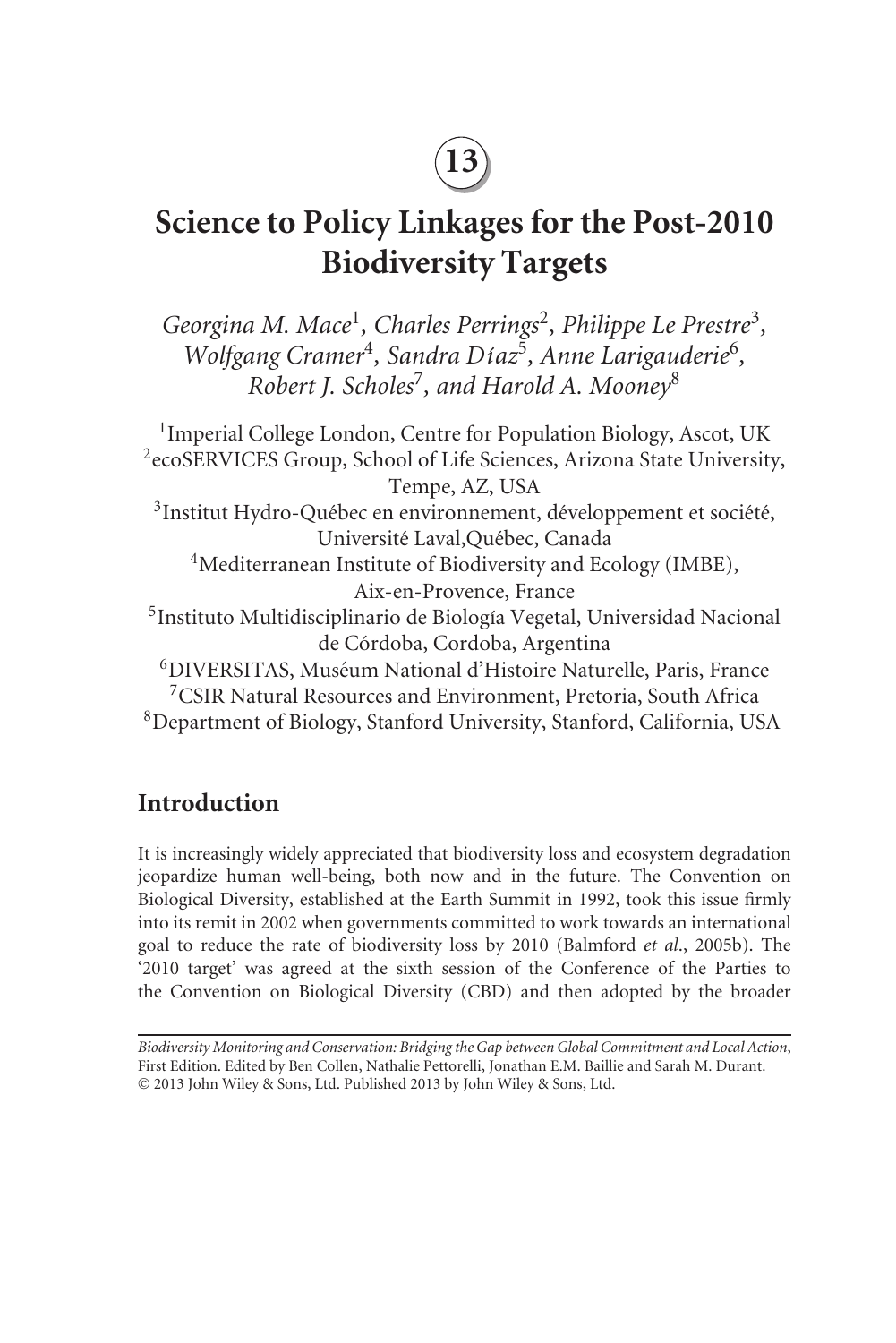13

# Science to Policy Linkages for the Post-2010 Biodiversity Targets

*Georgina M. Mace*[1], *Charles Perrings*[2], *Philippe Le Prestre*[3], *Wolfgang Cramer*[4], *Sandra Díaz*[5], *Anne Larigauderie*[6], *Robert J. Scholes*[7], *and Harold A. Mooney*[8]

[1]Imperial College London, Centre for Population Biology, Ascot, UK
[2]ecoSERVICES Group, School of Life Sciences, Arizona State University, Tempe, AZ, USA
[3]Institut Hydro-Québec en environnement, développement et société, Université Laval,Québec, Canada
[4]Mediterranean Institute of Biodiversity and Ecology (IMBE), Aix-en-Provence, France
[5]Instituto Multidisciplinario de Biología Vegetal, Universidad Nacional de Córdoba, Cordoba, Argentina
[6]DIVERSITAS, Muséum National d'Histoire Naturelle, Paris, France
[7]CSIR Natural Resources and Environment, Pretoria, South Africa
[8]Department of Biology, Stanford University, Stanford, California, USA

## Introduction

It is increasingly widely appreciated that biodiversity loss and ecosystem degradation jeopardize human well-being, both now and in the future. The Convention on Biological Diversity, established at the Earth Summit in 1992, took this issue firmly into its remit in 2002 when governments committed to work towards an international goal to reduce the rate of biodiversity loss by 2010 (Balmford *et al*., 2005b). The '2010 target' was agreed at the sixth session of the Conference of the Parties to the Convention on Biological Diversity (CBD) and then adopted by the broader

---

*Biodiversity Monitoring and Conservation: Bridging the Gap between Global Commitment and Local Action*, First Edition. Edited by Ben Collen, Nathalie Pettorelli, Jonathan E.M. Baillie and Sarah M. Durant.
© 2013 John Wiley & Sons, Ltd. Published 2013 by John Wiley & Sons, Ltd.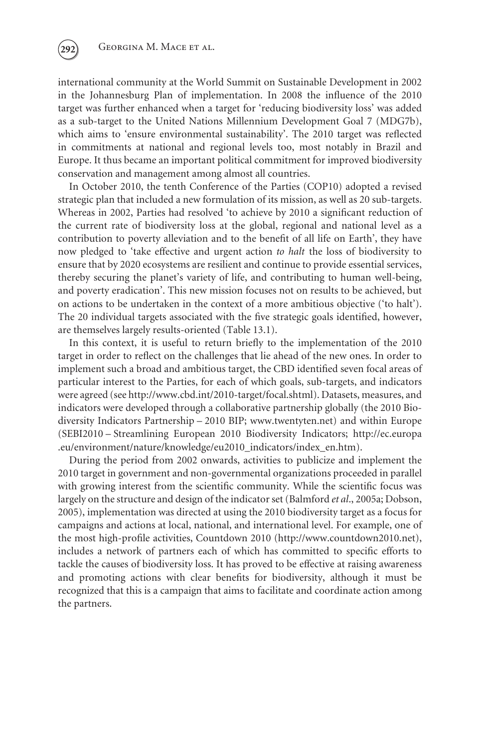international community at the World Summit on Sustainable Development in 2002 in the Johannesburg Plan of implementation. In 2008 the influence of the 2010 target was further enhanced when a target for 'reducing biodiversity loss' was added as a sub-target to the United Nations Millennium Development Goal 7 (MDG7b), which aims to 'ensure environmental sustainability'. The 2010 target was reflected in commitments at national and regional levels too, most notably in Brazil and Europe. It thus became an important political commitment for improved biodiversity conservation and management among almost all countries.

In October 2010, the tenth Conference of the Parties (COP10) adopted a revised strategic plan that included a new formulation of its mission, as well as 20 sub-targets. Whereas in 2002, Parties had resolved 'to achieve by 2010 a significant reduction of the current rate of biodiversity loss at the global, regional and national level as a contribution to poverty alleviation and to the benefit of all life on Earth', they have now pledged to 'take effective and urgent action *to halt* the loss of biodiversity to ensure that by 2020 ecosystems are resilient and continue to provide essential services, thereby securing the planet's variety of life, and contributing to human well-being, and poverty eradication'. This new mission focuses not on results to be achieved, but on actions to be undertaken in the context of a more ambitious objective ('to halt'). The 20 individual targets associated with the five strategic goals identified, however, are themselves largely results-oriented (Table 13.1).

In this context, it is useful to return briefly to the implementation of the 2010 target in order to reflect on the challenges that lie ahead of the new ones. In order to implement such a broad and ambitious target, the CBD identified seven focal areas of particular interest to the Parties, for each of which goals, sub-targets, and indicators were agreed (see http://www.cbd.int/2010-target/focal.shtml). Datasets, measures, and indicators were developed through a collaborative partnership globally (the 2010 Biodiversity Indicators Partnership – 2010 BIP; www.twentyten.net) and within Europe (SEBI2010 – Streamlining European 2010 Biodiversity Indicators; http://ec.europa.eu/environment/nature/knowledge/eu2010_indicators/index_en.htm).

During the period from 2002 onwards, activities to publicize and implement the 2010 target in government and non-governmental organizations proceeded in parallel with growing interest from the scientific community. While the scientific focus was largely on the structure and design of the indicator set (Balmford *et al*., 2005a; Dobson, 2005), implementation was directed at using the 2010 biodiversity target as a focus for campaigns and actions at local, national, and international level. For example, one of the most high-profile activities, Countdown 2010 (http://www.countdown2010.net), includes a network of partners each of which has committed to specific efforts to tackle the causes of biodiversity loss. It has proved to be effective at raising awareness and promoting actions with clear benefits for biodiversity, although it must be recognized that this is a campaign that aims to facilitate and coordinate action among the partners.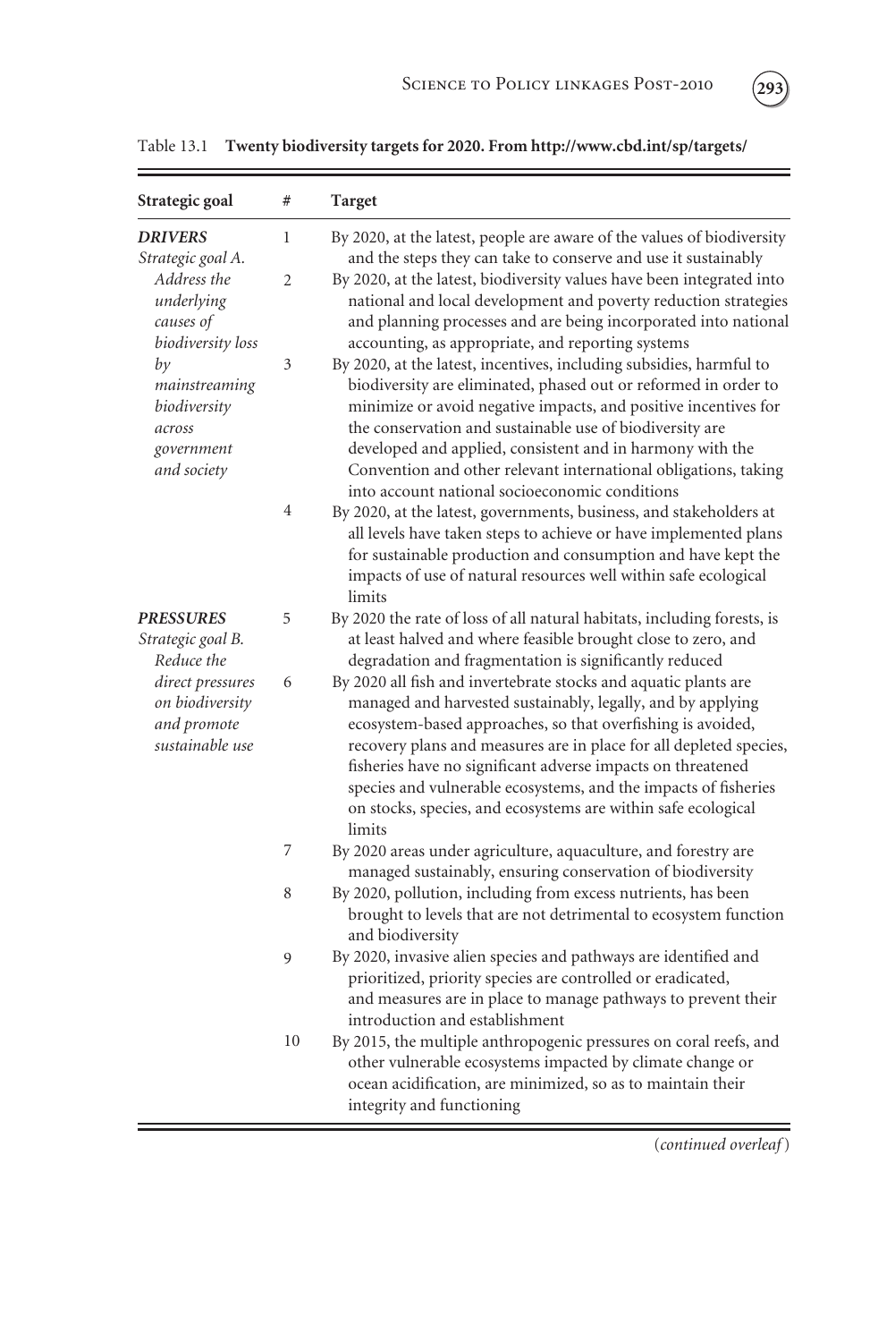Table 13.1 **Twenty biodiversity targets for 2020. From http://www.cbd.int/sp/targets/**

| Strategic goal | # | Target |
|---|---|---|
| ***DRIVERS*** *Strategic goal A. Address the underlying causes of biodiversity loss by mainstreaming biodiversity across government and society* | 1 | By 2020, at the latest, people are aware of the values of biodiversity and the steps they can take to conserve and use it sustainably |
| | 2 | By 2020, at the latest, biodiversity values have been integrated into national and local development and poverty reduction strategies and planning processes and are being incorporated into national accounting, as appropriate, and reporting systems |
| | 3 | By 2020, at the latest, incentives, including subsidies, harmful to biodiversity are eliminated, phased out or reformed in order to minimize or avoid negative impacts, and positive incentives for the conservation and sustainable use of biodiversity are developed and applied, consistent and in harmony with the Convention and other relevant international obligations, taking into account national socioeconomic conditions |
| | 4 | By 2020, at the latest, governments, business, and stakeholders at all levels have taken steps to achieve or have implemented plans for sustainable production and consumption and have kept the impacts of use of natural resources well within safe ecological limits |
| ***PRESSURES*** *Strategic goal B. Reduce the direct pressures on biodiversity and promote sustainable use* | 5 | By 2020 the rate of loss of all natural habitats, including forests, is at least halved and where feasible brought close to zero, and degradation and fragmentation is significantly reduced |
| | 6 | By 2020 all fish and invertebrate stocks and aquatic plants are managed and harvested sustainably, legally, and by applying ecosystem-based approaches, so that overfishing is avoided, recovery plans and measures are in place for all depleted species, fisheries have no significant adverse impacts on threatened species and vulnerable ecosystems, and the impacts of fisheries on stocks, species, and ecosystems are within safe ecological limits |
| | 7 | By 2020 areas under agriculture, aquaculture, and forestry are managed sustainably, ensuring conservation of biodiversity |
| | 8 | By 2020, pollution, including from excess nutrients, has been brought to levels that are not detrimental to ecosystem function and biodiversity |
| | 9 | By 2020, invasive alien species and pathways are identified and prioritized, priority species are controlled or eradicated, and measures are in place to manage pathways to prevent their introduction and establishment |
| | 10 | By 2015, the multiple anthropogenic pressures on coral reefs, and other vulnerable ecosystems impacted by climate change or ocean acidification, are minimized, so as to maintain their integrity and functioning |

(*continued overleaf*)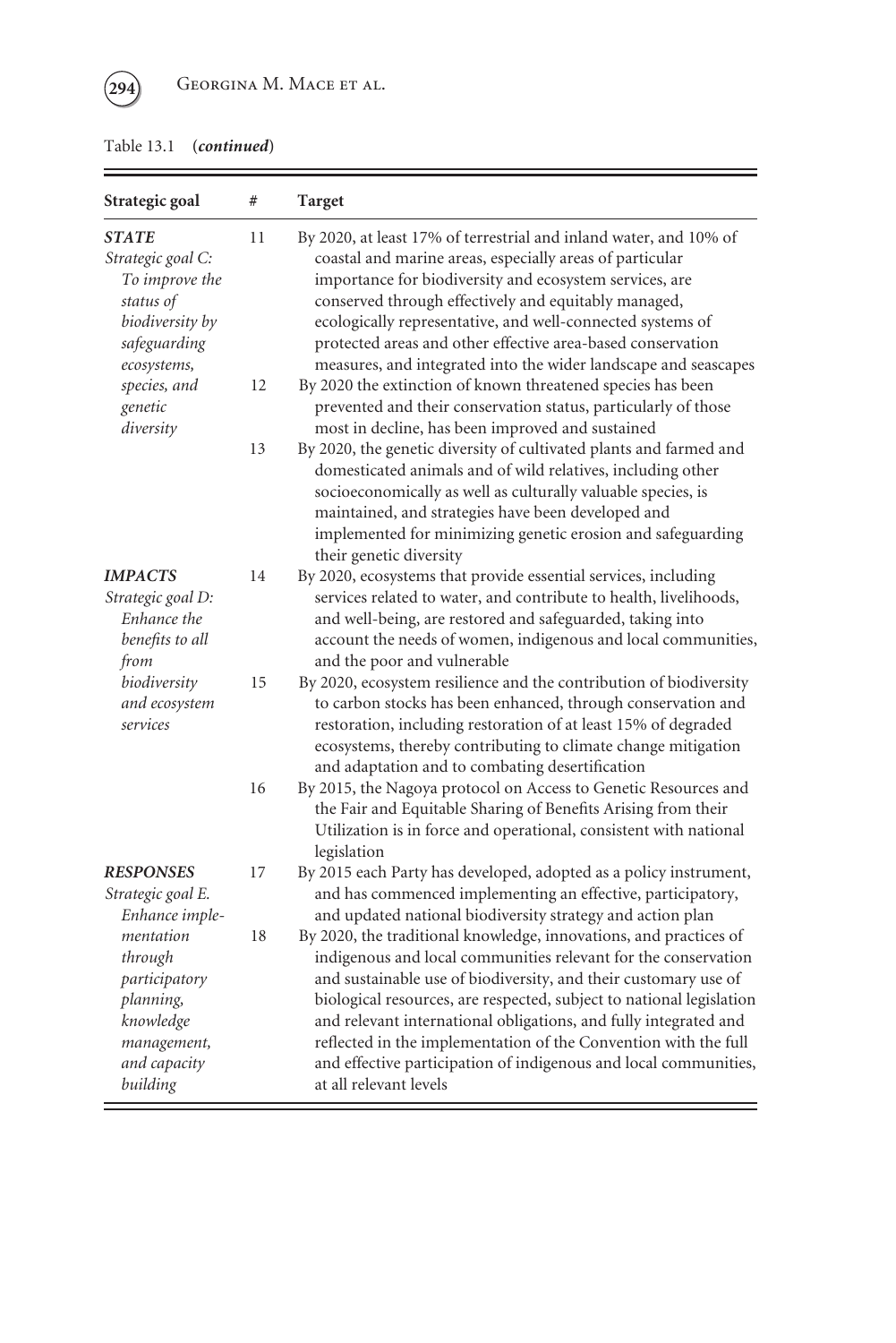Table 13.1 (***continued***)

| Strategic goal | # | Target |
|---|---|---|
| ***STATE*** *Strategic goal C: To improve the status of biodiversity by safeguarding ecosystems, species, and genetic diversity* | 11 | By 2020, at least 17% of terrestrial and inland water, and 10% of coastal and marine areas, especially areas of particular importance for biodiversity and ecosystem services, are conserved through effectively and equitably managed, ecologically representative, and well-connected systems of protected areas and other effective area-based conservation measures, and integrated into the wider landscape and seascapes |
| | 12 | By 2020 the extinction of known threatened species has been prevented and their conservation status, particularly of those most in decline, has been improved and sustained |
| | 13 | By 2020, the genetic diversity of cultivated plants and farmed and domesticated animals and of wild relatives, including other socioeconomically as well as culturally valuable species, is maintained, and strategies have been developed and implemented for minimizing genetic erosion and safeguarding their genetic diversity |
| ***IMPACTS*** *Strategic goal D: Enhance the benefits to all from biodiversity and ecosystem services* | 14 | By 2020, ecosystems that provide essential services, including services related to water, and contribute to health, livelihoods, and well-being, are restored and safeguarded, taking into account the needs of women, indigenous and local communities, and the poor and vulnerable |
| | 15 | By 2020, ecosystem resilience and the contribution of biodiversity to carbon stocks has been enhanced, through conservation and restoration, including restoration of at least 15% of degraded ecosystems, thereby contributing to climate change mitigation and adaptation and to combating desertification |
| | 16 | By 2015, the Nagoya protocol on Access to Genetic Resources and the Fair and Equitable Sharing of Benefits Arising from their Utilization is in force and operational, consistent with national legislation |
| ***RESPONSES*** *Strategic goal E. Enhance implementation through participatory planning, knowledge management, and capacity building* | 17 | By 2015 each Party has developed, adopted as a policy instrument, and has commenced implementing an effective, participatory, and updated national biodiversity strategy and action plan |
| | 18 | By 2020, the traditional knowledge, innovations, and practices of indigenous and local communities relevant for the conservation and sustainable use of biodiversity, and their customary use of biological resources, are respected, subject to national legislation and relevant international obligations, and fully integrated and reflected in the implementation of the Convention with the full and effective participation of indigenous and local communities, at all relevant levels |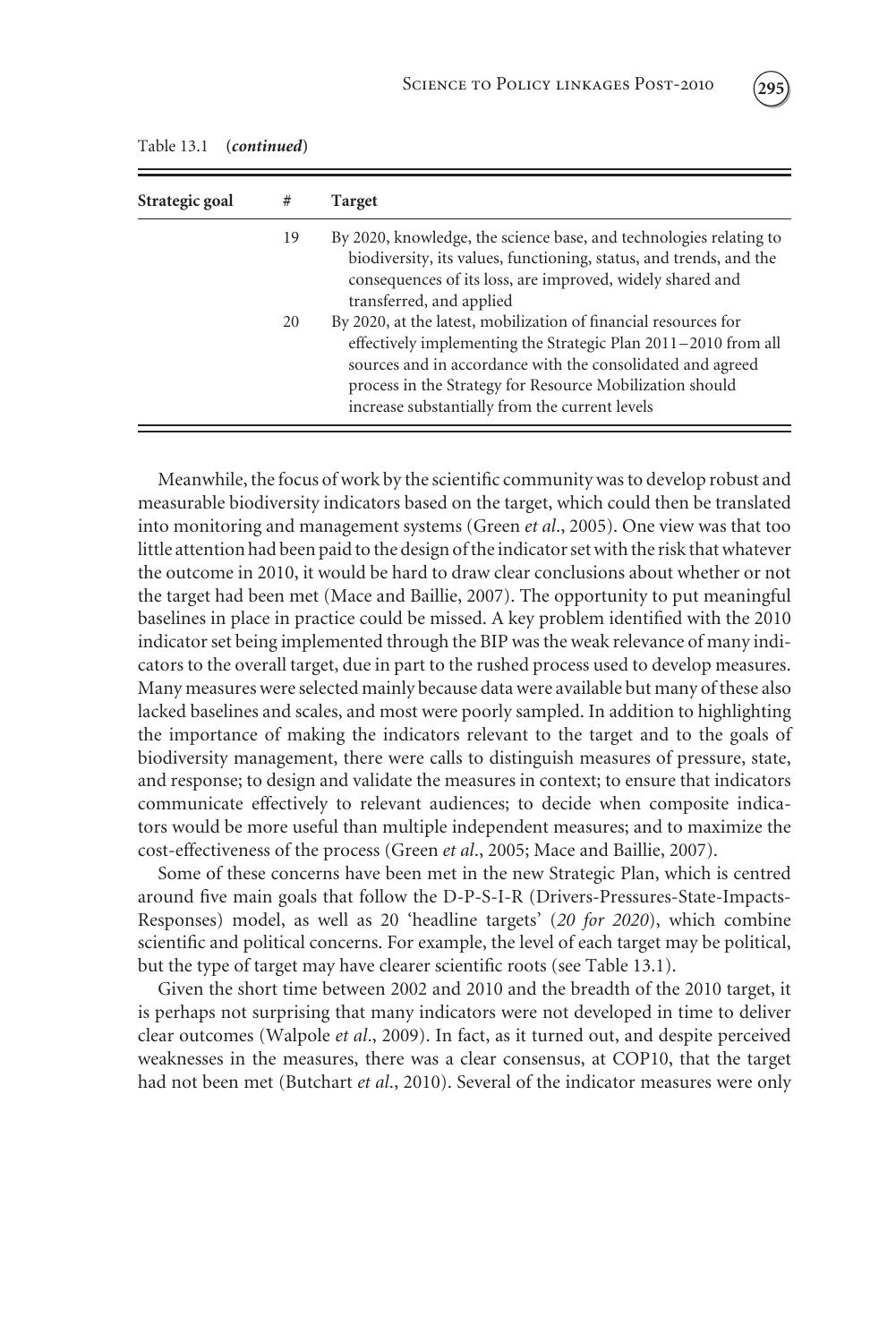Table 13.1 (*continued*)

| Strategic goal | # | Target |
| --- | --- | --- |
| | 19 | By 2020, knowledge, the science base, and technologies relating to biodiversity, its values, functioning, status, and trends, and the consequences of its loss, are improved, widely shared and transferred, and applied |
| | 20 | By 2020, at the latest, mobilization of financial resources for effectively implementing the Strategic Plan 2011–2010 from all sources and in accordance with the consolidated and agreed process in the Strategy for Resource Mobilization should increase substantially from the current levels |

Meanwhile, the focus of work by the scientific community was to develop robust and measurable biodiversity indicators based on the target, which could then be translated into monitoring and management systems (Green *et al*., 2005). One view was that too little attention had been paid to the design of the indicator set with the risk that whatever the outcome in 2010, it would be hard to draw clear conclusions about whether or not the target had been met (Mace and Baillie, 2007). The opportunity to put meaningful baselines in place in practice could be missed. A key problem identified with the 2010 indicator set being implemented through the BIP was the weak relevance of many indicators to the overall target, due in part to the rushed process used to develop measures. Many measures were selected mainly because data were available but many of these also lacked baselines and scales, and most were poorly sampled. In addition to highlighting the importance of making the indicators relevant to the target and to the goals of biodiversity management, there were calls to distinguish measures of pressure, state, and response; to design and validate the measures in context; to ensure that indicators communicate effectively to relevant audiences; to decide when composite indicators would be more useful than multiple independent measures; and to maximize the cost-effectiveness of the process (Green *et al*., 2005; Mace and Baillie, 2007).

Some of these concerns have been met in the new Strategic Plan, which is centred around five main goals that follow the D-P-S-I-R (Drivers-Pressures-State-Impacts-Responses) model, as well as 20 'headline targets' (*20 for 2020*), which combine scientific and political concerns. For example, the level of each target may be political, but the type of target may have clearer scientific roots (see Table 13.1).

Given the short time between 2002 and 2010 and the breadth of the 2010 target, it is perhaps not surprising that many indicators were not developed in time to deliver clear outcomes (Walpole *et al*., 2009). In fact, as it turned out, and despite perceived weaknesses in the measures, there was a clear consensus, at COP10, that the target had not been met (Butchart *et al*., 2010). Several of the indicator measures were only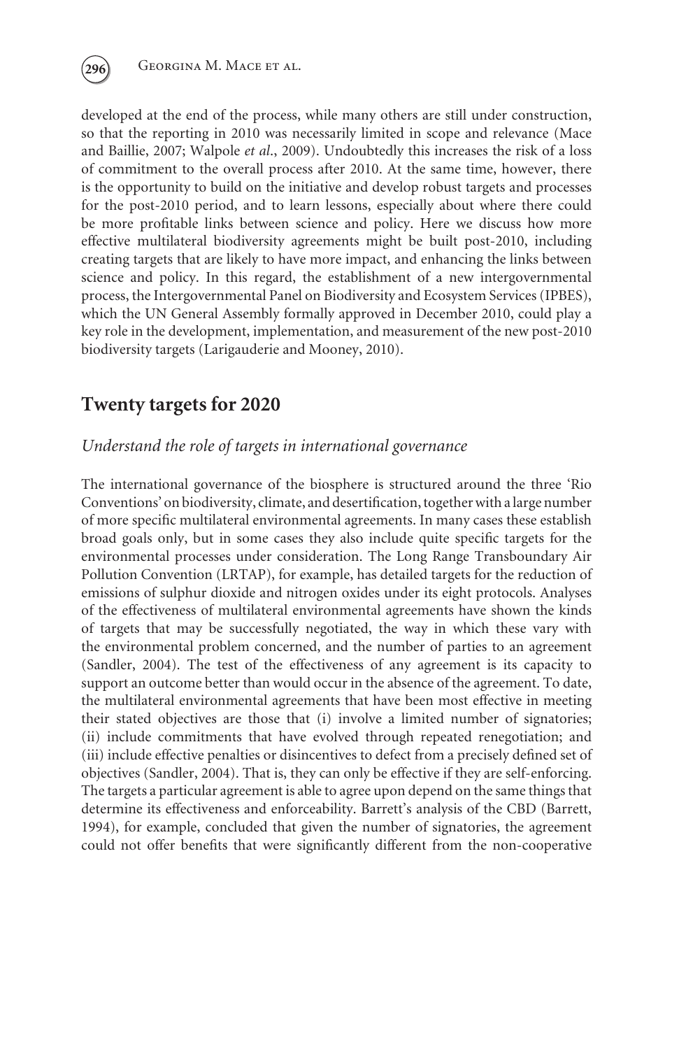developed at the end of the process, while many others are still under construction, so that the reporting in 2010 was necessarily limited in scope and relevance (Mace and Baillie, 2007; Walpole *et al*., 2009). Undoubtedly this increases the risk of a loss of commitment to the overall process after 2010. At the same time, however, there is the opportunity to build on the initiative and develop robust targets and processes for the post-2010 period, and to learn lessons, especially about where there could be more profitable links between science and policy. Here we discuss how more effective multilateral biodiversity agreements might be built post-2010, including creating targets that are likely to have more impact, and enhancing the links between science and policy. In this regard, the establishment of a new intergovernmental process, the Intergovernmental Panel on Biodiversity and Ecosystem Services (IPBES), which the UN General Assembly formally approved in December 2010, could play a key role in the development, implementation, and measurement of the new post-2010 biodiversity targets (Larigauderie and Mooney, 2010).

## Twenty targets for 2020

### *Understand the role of targets in international governance*

The international governance of the biosphere is structured around the three 'Rio Conventions' on biodiversity, climate, and desertification, together with a large number of more specific multilateral environmental agreements. In many cases these establish broad goals only, but in some cases they also include quite specific targets for the environmental processes under consideration. The Long Range Transboundary Air Pollution Convention (LRTAP), for example, has detailed targets for the reduction of emissions of sulphur dioxide and nitrogen oxides under its eight protocols. Analyses of the effectiveness of multilateral environmental agreements have shown the kinds of targets that may be successfully negotiated, the way in which these vary with the environmental problem concerned, and the number of parties to an agreement (Sandler, 2004). The test of the effectiveness of any agreement is its capacity to support an outcome better than would occur in the absence of the agreement. To date, the multilateral environmental agreements that have been most effective in meeting their stated objectives are those that (i) involve a limited number of signatories; (ii) include commitments that have evolved through repeated renegotiation; and (iii) include effective penalties or disincentives to defect from a precisely defined set of objectives (Sandler, 2004). That is, they can only be effective if they are self-enforcing. The targets a particular agreement is able to agree upon depend on the same things that determine its effectiveness and enforceability. Barrett's analysis of the CBD (Barrett, 1994), for example, concluded that given the number of signatories, the agreement could not offer benefits that were significantly different from the non-cooperative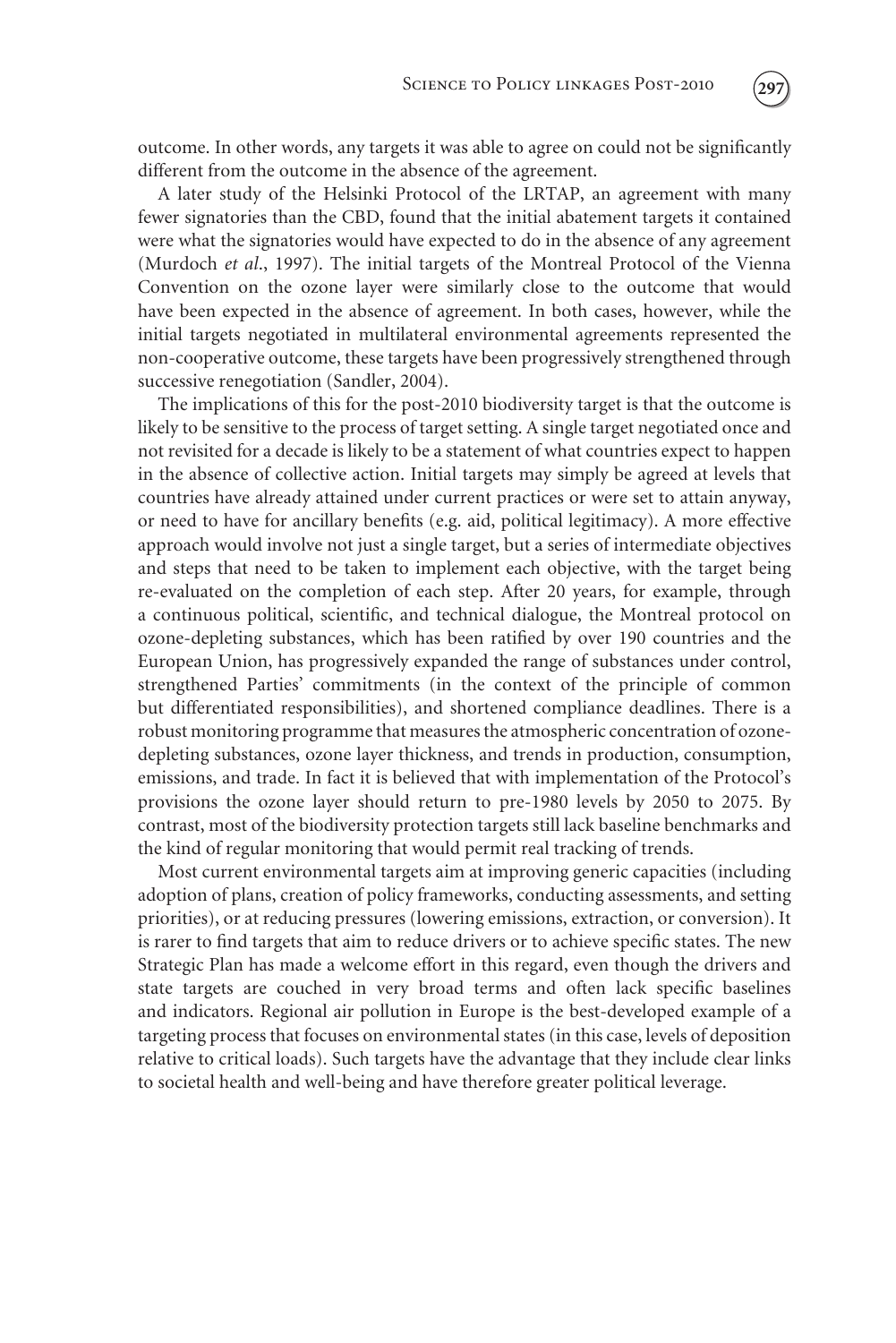outcome. In other words, any targets it was able to agree on could not be significantly different from the outcome in the absence of the agreement.

A later study of the Helsinki Protocol of the LRTAP, an agreement with many fewer signatories than the CBD, found that the initial abatement targets it contained were what the signatories would have expected to do in the absence of any agreement (Murdoch *et al*., 1997). The initial targets of the Montreal Protocol of the Vienna Convention on the ozone layer were similarly close to the outcome that would have been expected in the absence of agreement. In both cases, however, while the initial targets negotiated in multilateral environmental agreements represented the non-cooperative outcome, these targets have been progressively strengthened through successive renegotiation (Sandler, 2004).

The implications of this for the post-2010 biodiversity target is that the outcome is likely to be sensitive to the process of target setting. A single target negotiated once and not revisited for a decade is likely to be a statement of what countries expect to happen in the absence of collective action. Initial targets may simply be agreed at levels that countries have already attained under current practices or were set to attain anyway, or need to have for ancillary benefits (e.g. aid, political legitimacy). A more effective approach would involve not just a single target, but a series of intermediate objectives and steps that need to be taken to implement each objective, with the target being re-evaluated on the completion of each step. After 20 years, for example, through a continuous political, scientific, and technical dialogue, the Montreal protocol on ozone-depleting substances, which has been ratified by over 190 countries and the European Union, has progressively expanded the range of substances under control, strengthened Parties' commitments (in the context of the principle of common but differentiated responsibilities), and shortened compliance deadlines. There is a robust monitoring programme that measures the atmospheric concentration of ozone-depleting substances, ozone layer thickness, and trends in production, consumption, emissions, and trade. In fact it is believed that with implementation of the Protocol's provisions the ozone layer should return to pre-1980 levels by 2050 to 2075. By contrast, most of the biodiversity protection targets still lack baseline benchmarks and the kind of regular monitoring that would permit real tracking of trends.

Most current environmental targets aim at improving generic capacities (including adoption of plans, creation of policy frameworks, conducting assessments, and setting priorities), or at reducing pressures (lowering emissions, extraction, or conversion). It is rarer to find targets that aim to reduce drivers or to achieve specific states. The new Strategic Plan has made a welcome effort in this regard, even though the drivers and state targets are couched in very broad terms and often lack specific baselines and indicators. Regional air pollution in Europe is the best-developed example of a targeting process that focuses on environmental states (in this case, levels of deposition relative to critical loads). Such targets have the advantage that they include clear links to societal health and well-being and have therefore greater political leverage.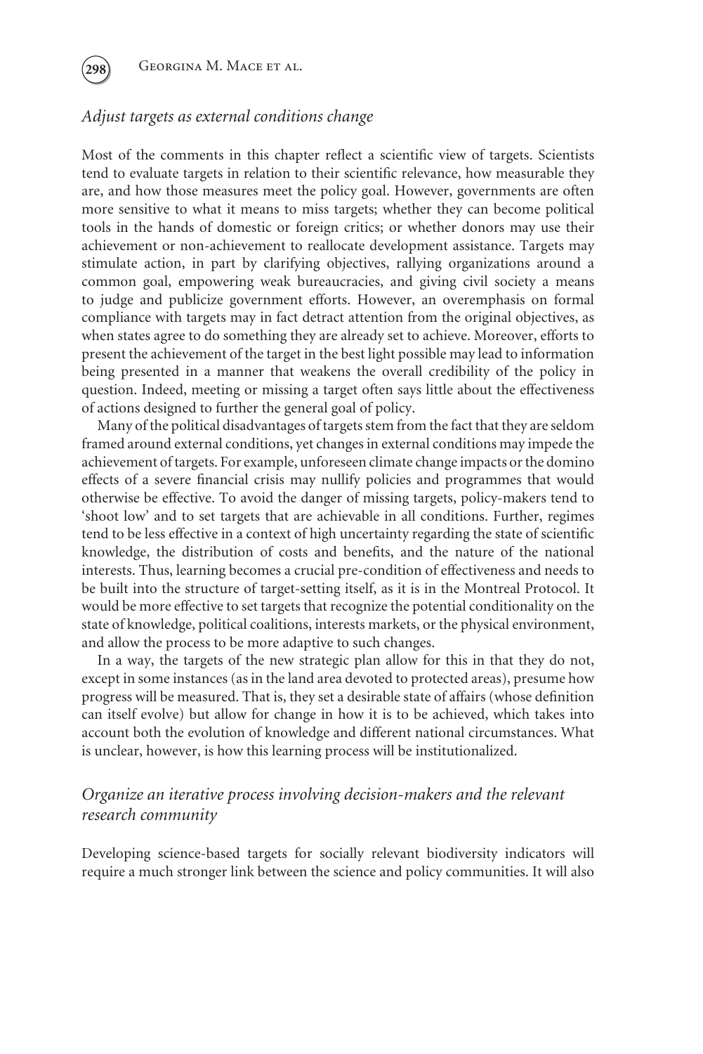### *Adjust targets as external conditions change*

Most of the comments in this chapter reflect a scientific view of targets. Scientists tend to evaluate targets in relation to their scientific relevance, how measurable they are, and how those measures meet the policy goal. However, governments are often more sensitive to what it means to miss targets; whether they can become political tools in the hands of domestic or foreign critics; or whether donors may use their achievement or non-achievement to reallocate development assistance. Targets may stimulate action, in part by clarifying objectives, rallying organizations around a common goal, empowering weak bureaucracies, and giving civil society a means to judge and publicize government efforts. However, an overemphasis on formal compliance with targets may in fact detract attention from the original objectives, as when states agree to do something they are already set to achieve. Moreover, efforts to present the achievement of the target in the best light possible may lead to information being presented in a manner that weakens the overall credibility of the policy in question. Indeed, meeting or missing a target often says little about the effectiveness of actions designed to further the general goal of policy.

Many of the political disadvantages of targets stem from the fact that they are seldom framed around external conditions, yet changes in external conditions may impede the achievement of targets. For example, unforeseen climate change impacts or the domino effects of a severe financial crisis may nullify policies and programmes that would otherwise be effective. To avoid the danger of missing targets, policy-makers tend to 'shoot low' and to set targets that are achievable in all conditions. Further, regimes tend to be less effective in a context of high uncertainty regarding the state of scientific knowledge, the distribution of costs and benefits, and the nature of the national interests. Thus, learning becomes a crucial pre-condition of effectiveness and needs to be built into the structure of target-setting itself, as it is in the Montreal Protocol. It would be more effective to set targets that recognize the potential conditionality on the state of knowledge, political coalitions, interests markets, or the physical environment, and allow the process to be more adaptive to such changes.

In a way, the targets of the new strategic plan allow for this in that they do not, except in some instances (as in the land area devoted to protected areas), presume how progress will be measured. That is, they set a desirable state of affairs (whose definition can itself evolve) but allow for change in how it is to be achieved, which takes into account both the evolution of knowledge and different national circumstances. What is unclear, however, is how this learning process will be institutionalized.

### *Organize an iterative process involving decision-makers and the relevant research community*

Developing science-based targets for socially relevant biodiversity indicators will require a much stronger link between the science and policy communities. It will also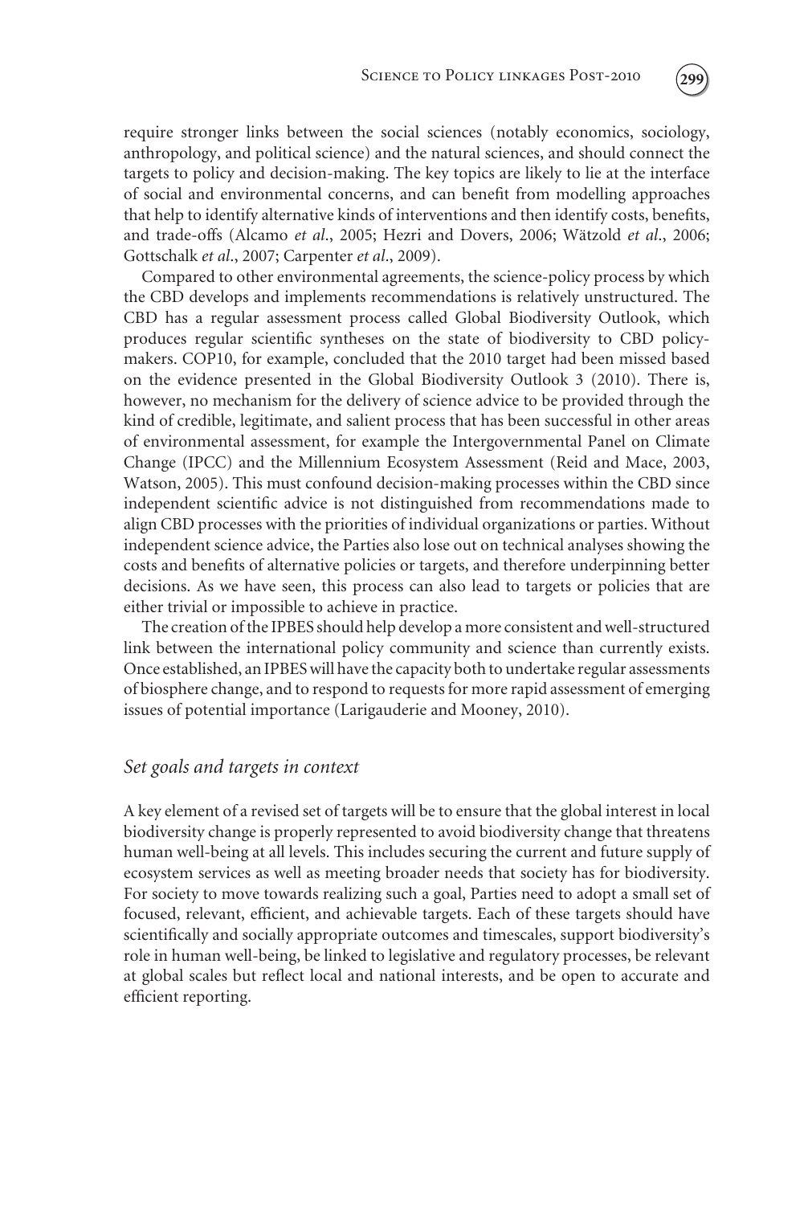require stronger links between the social sciences (notably economics, sociology, anthropology, and political science) and the natural sciences, and should connect the targets to policy and decision-making. The key topics are likely to lie at the interface of social and environmental concerns, and can benefit from modelling approaches that help to identify alternative kinds of interventions and then identify costs, benefits, and trade-offs (Alcamo *et al*., 2005; Hezri and Dovers, 2006; Wätzold *et al*., 2006; Gottschalk *et al*., 2007; Carpenter *et al*., 2009).

Compared to other environmental agreements, the science-policy process by which the CBD develops and implements recommendations is relatively unstructured. The CBD has a regular assessment process called Global Biodiversity Outlook, which produces regular scientific syntheses on the state of biodiversity to CBD policy-makers. COP10, for example, concluded that the 2010 target had been missed based on the evidence presented in the Global Biodiversity Outlook 3 (2010). There is, however, no mechanism for the delivery of science advice to be provided through the kind of credible, legitimate, and salient process that has been successful in other areas of environmental assessment, for example the Intergovernmental Panel on Climate Change (IPCC) and the Millennium Ecosystem Assessment (Reid and Mace, 2003, Watson, 2005). This must confound decision-making processes within the CBD since independent scientific advice is not distinguished from recommendations made to align CBD processes with the priorities of individual organizations or parties. Without independent science advice, the Parties also lose out on technical analyses showing the costs and benefits of alternative policies or targets, and therefore underpinning better decisions. As we have seen, this process can also lead to targets or policies that are either trivial or impossible to achieve in practice.

The creation of the IPBES should help develop a more consistent and well-structured link between the international policy community and science than currently exists. Once established, an IPBES will have the capacity both to undertake regular assessments of biosphere change, and to respond to requests for more rapid assessment of emerging issues of potential importance (Larigauderie and Mooney, 2010).

### *Set goals and targets in context*

A key element of a revised set of targets will be to ensure that the global interest in local biodiversity change is properly represented to avoid biodiversity change that threatens human well-being at all levels. This includes securing the current and future supply of ecosystem services as well as meeting broader needs that society has for biodiversity. For society to move towards realizing such a goal, Parties need to adopt a small set of focused, relevant, efficient, and achievable targets. Each of these targets should have scientifically and socially appropriate outcomes and timescales, support biodiversity's role in human well-being, be linked to legislative and regulatory processes, be relevant at global scales but reflect local and national interests, and be open to accurate and efficient reporting.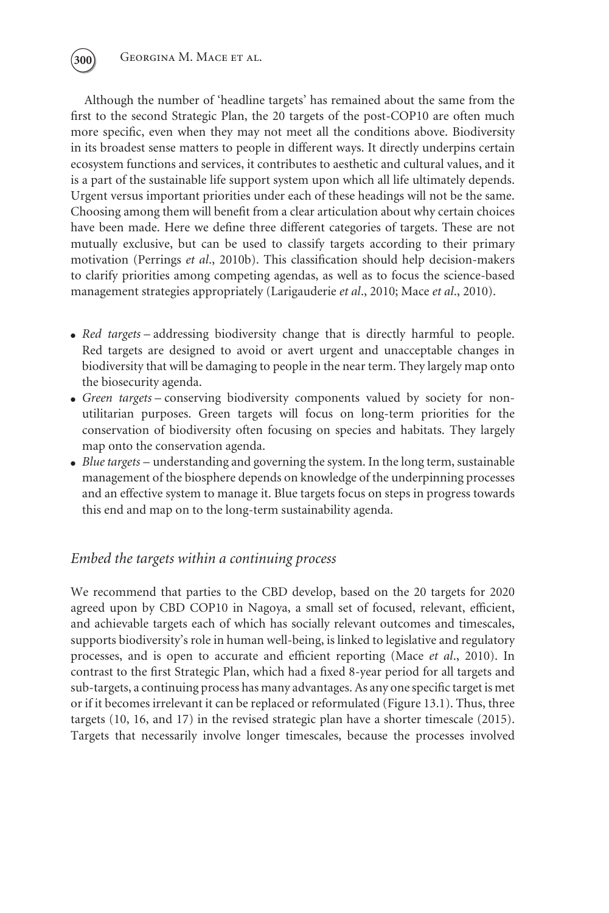Although the number of 'headline targets' has remained about the same from the first to the second Strategic Plan, the 20 targets of the post-COP10 are often much more specific, even when they may not meet all the conditions above. Biodiversity in its broadest sense matters to people in different ways. It directly underpins certain ecosystem functions and services, it contributes to aesthetic and cultural values, and it is a part of the sustainable life support system upon which all life ultimately depends. Urgent versus important priorities under each of these headings will not be the same. Choosing among them will benefit from a clear articulation about why certain choices have been made. Here we define three different categories of targets. These are not mutually exclusive, but can be used to classify targets according to their primary motivation (Perrings *et al*., 2010b). This classification should help decision-makers to clarify priorities among competing agendas, as well as to focus the science-based management strategies appropriately (Larigauderie *et al*., 2010; Mace *et al*., 2010).

- *Red targets* – addressing biodiversity change that is directly harmful to people. Red targets are designed to avoid or avert urgent and unacceptable changes in biodiversity that will be damaging to people in the near term. They largely map onto the biosecurity agenda.
- *Green targets* – conserving biodiversity components valued by society for non-utilitarian purposes. Green targets will focus on long-term priorities for the conservation of biodiversity often focusing on species and habitats. They largely map onto the conservation agenda.
- *Blue targets* – understanding and governing the system. In the long term, sustainable management of the biosphere depends on knowledge of the underpinning processes and an effective system to manage it. Blue targets focus on steps in progress towards this end and map on to the long-term sustainability agenda.

### *Embed the targets within a continuing process*

We recommend that parties to the CBD develop, based on the 20 targets for 2020 agreed upon by CBD COP10 in Nagoya, a small set of focused, relevant, efficient, and achievable targets each of which has socially relevant outcomes and timescales, supports biodiversity's role in human well-being, is linked to legislative and regulatory processes, and is open to accurate and efficient reporting (Mace *et al*., 2010). In contrast to the first Strategic Plan, which had a fixed 8-year period for all targets and sub-targets, a continuing process has many advantages. As any one specific target is met or if it becomes irrelevant it can be replaced or reformulated (Figure 13.1). Thus, three targets (10, 16, and 17) in the revised strategic plan have a shorter timescale (2015). Targets that necessarily involve longer timescales, because the processes involved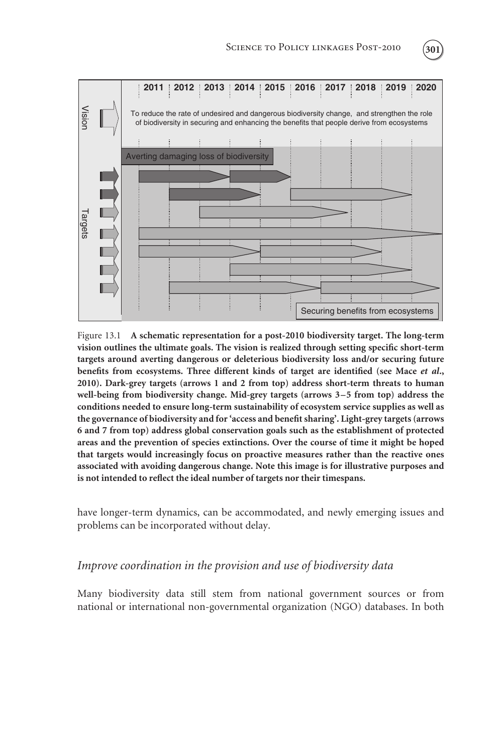Figure 13.1 **A schematic representation for a post-2010 biodiversity target. The long-term vision outlines the ultimate goals. The vision is realized through setting specific short-term targets around averting dangerous or deleterious biodiversity loss and/or securing future benefits from ecosystems. Three different kinds of target are identified (see Mace *et al*., 2010). Dark-grey targets (arrows 1 and 2 from top) address short-term threats to human well-being from biodiversity change. Mid-grey targets (arrows 3–5 from top) address the conditions needed to ensure long-term sustainability of ecosystem service supplies as well as the governance of biodiversity and for 'access and benefit sharing'. Light-grey targets (arrows 6 and 7 from top) address global conservation goals such as the establishment of protected areas and the prevention of species extinctions. Over the course of time it might be hoped that targets would increasingly focus on proactive measures rather than the reactive ones associated with avoiding dangerous change. Note this image is for illustrative purposes and is not intended to reflect the ideal number of targets nor their timespans.**

have longer-term dynamics, can be accommodated, and newly emerging issues and problems can be incorporated without delay.

### *Improve coordination in the provision and use of biodiversity data*

Many biodiversity data still stem from national government sources or from national or international non-governmental organization (NGO) databases. In both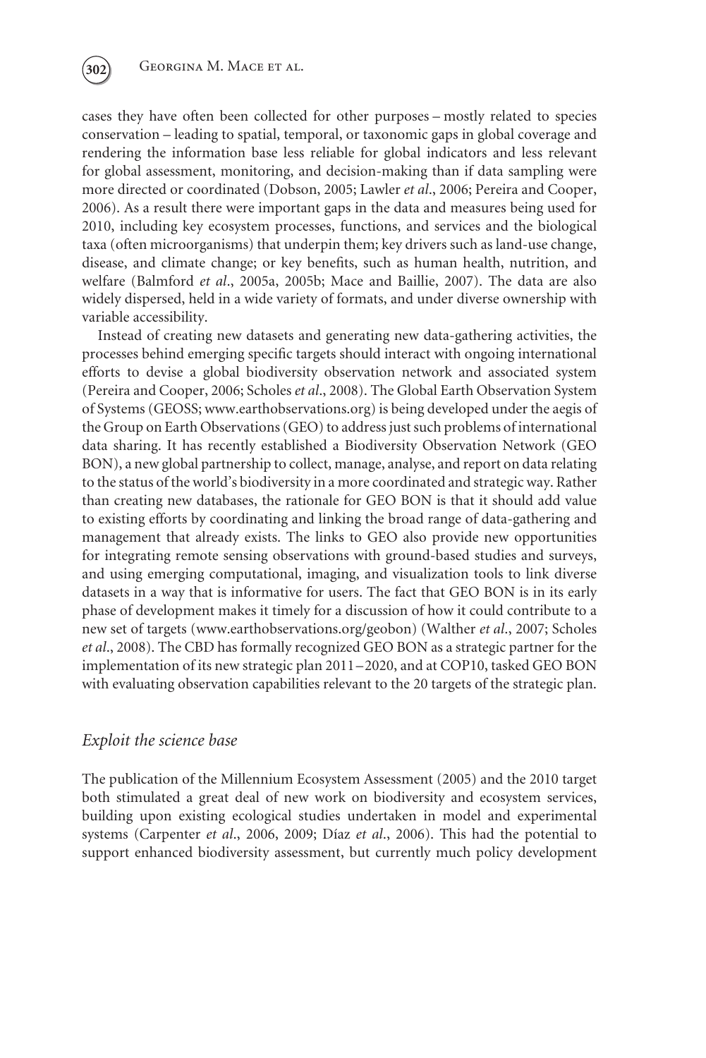cases they have often been collected for other purposes – mostly related to species conservation – leading to spatial, temporal, or taxonomic gaps in global coverage and rendering the information base less reliable for global indicators and less relevant for global assessment, monitoring, and decision-making than if data sampling were more directed or coordinated (Dobson, 2005; Lawler *et al*., 2006; Pereira and Cooper, 2006). As a result there were important gaps in the data and measures being used for 2010, including key ecosystem processes, functions, and services and the biological taxa (often microorganisms) that underpin them; key drivers such as land-use change, disease, and climate change; or key benefits, such as human health, nutrition, and welfare (Balmford *et al*., 2005a, 2005b; Mace and Baillie, 2007). The data are also widely dispersed, held in a wide variety of formats, and under diverse ownership with variable accessibility.

Instead of creating new datasets and generating new data-gathering activities, the processes behind emerging specific targets should interact with ongoing international efforts to devise a global biodiversity observation network and associated system (Pereira and Cooper, 2006; Scholes *et al*., 2008). The Global Earth Observation System of Systems (GEOSS; www.earthobservations.org) is being developed under the aegis of the Group on Earth Observations (GEO) to address just such problems of international data sharing. It has recently established a Biodiversity Observation Network (GEO BON), a new global partnership to collect, manage, analyse, and report on data relating to the status of the world's biodiversity in a more coordinated and strategic way. Rather than creating new databases, the rationale for GEO BON is that it should add value to existing efforts by coordinating and linking the broad range of data-gathering and management that already exists. The links to GEO also provide new opportunities for integrating remote sensing observations with ground-based studies and surveys, and using emerging computational, imaging, and visualization tools to link diverse datasets in a way that is informative for users. The fact that GEO BON is in its early phase of development makes it timely for a discussion of how it could contribute to a new set of targets (www.earthobservations.org/geobon) (Walther *et al*., 2007; Scholes *et al*., 2008). The CBD has formally recognized GEO BON as a strategic partner for the implementation of its new strategic plan 2011–2020, and at COP10, tasked GEO BON with evaluating observation capabilities relevant to the 20 targets of the strategic plan.

### *Exploit the science base*

The publication of the Millennium Ecosystem Assessment (2005) and the 2010 target both stimulated a great deal of new work on biodiversity and ecosystem services, building upon existing ecological studies undertaken in model and experimental systems (Carpenter *et al*., 2006, 2009; Díaz *et al*., 2006). This had the potential to support enhanced biodiversity assessment, but currently much policy development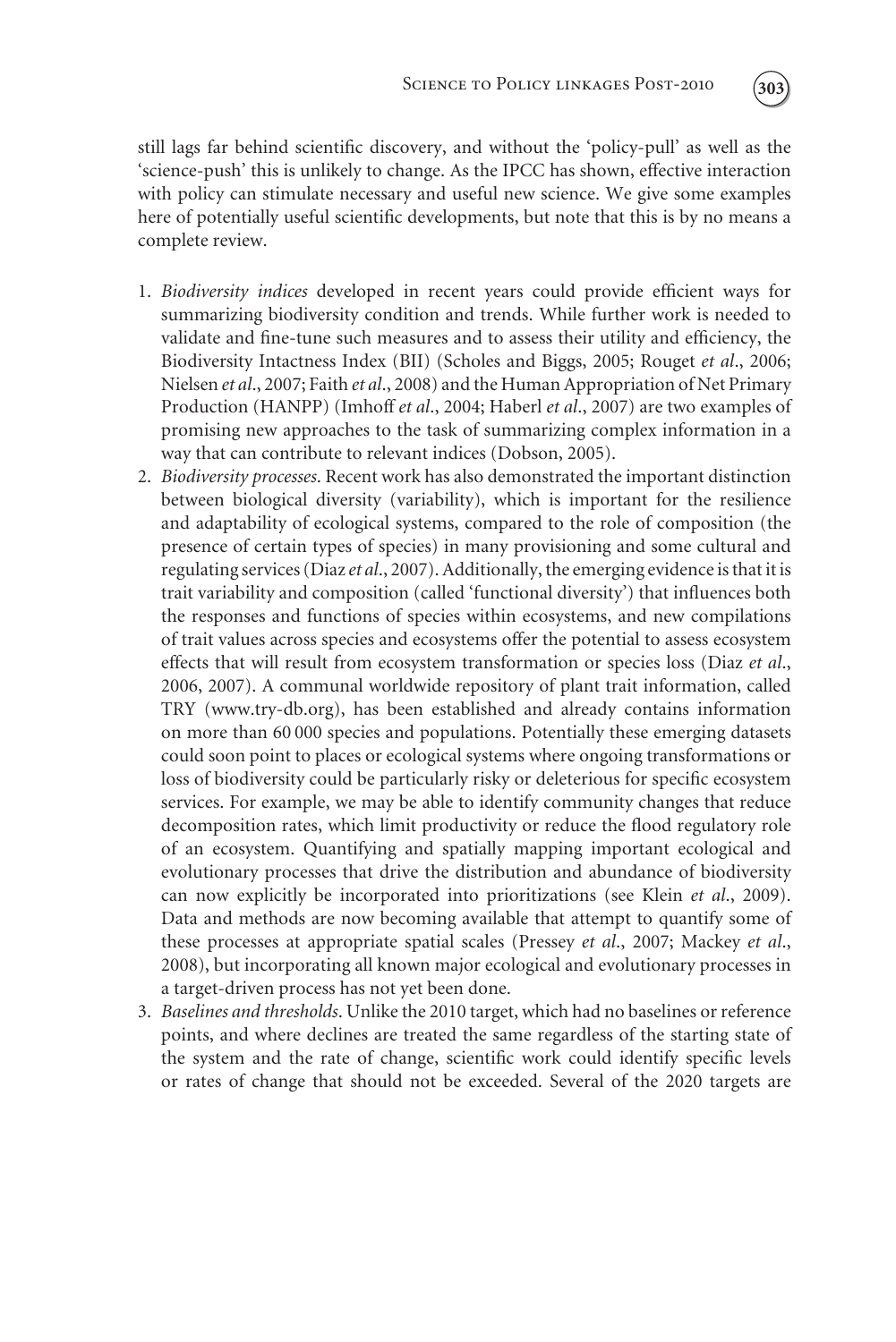still lags far behind scientific discovery, and without the 'policy-pull' as well as the 'science-push' this is unlikely to change. As the IPCC has shown, effective interaction with policy can stimulate necessary and useful new science. We give some examples here of potentially useful scientific developments, but note that this is by no means a complete review.

1. *Biodiversity indices* developed in recent years could provide efficient ways for summarizing biodiversity condition and trends. While further work is needed to validate and fine-tune such measures and to assess their utility and efficiency, the Biodiversity Intactness Index (BII) (Scholes and Biggs, 2005; Rouget *et al*., 2006; Nielsen *et al*., 2007; Faith *et al*., 2008) and the Human Appropriation of Net Primary Production (HANPP) (Imhoff *et al*., 2004; Haberl *et al*., 2007) are two examples of promising new approaches to the task of summarizing complex information in a way that can contribute to relevant indices (Dobson, 2005).
2. *Biodiversity processes*. Recent work has also demonstrated the important distinction between biological diversity (variability), which is important for the resilience and adaptability of ecological systems, compared to the role of composition (the presence of certain types of species) in many provisioning and some cultural and regulating services (Diaz *et al*., 2007). Additionally, the emerging evidence is that it is trait variability and composition (called 'functional diversity') that influences both the responses and functions of species within ecosystems, and new compilations of trait values across species and ecosystems offer the potential to assess ecosystem effects that will result from ecosystem transformation or species loss (Diaz *et al*., 2006, 2007). A communal worldwide repository of plant trait information, called TRY (www.try-db.org), has been established and already contains information on more than 60 000 species and populations. Potentially these emerging datasets could soon point to places or ecological systems where ongoing transformations or loss of biodiversity could be particularly risky or deleterious for specific ecosystem services. For example, we may be able to identify community changes that reduce decomposition rates, which limit productivity or reduce the flood regulatory role of an ecosystem. Quantifying and spatially mapping important ecological and evolutionary processes that drive the distribution and abundance of biodiversity can now explicitly be incorporated into prioritizations (see Klein *et al*., 2009). Data and methods are now becoming available that attempt to quantify some of these processes at appropriate spatial scales (Pressey *et al*., 2007; Mackey *et al*., 2008), but incorporating all known major ecological and evolutionary processes in a target-driven process has not yet been done.
3. *Baselines and thresholds*. Unlike the 2010 target, which had no baselines or reference points, and where declines are treated the same regardless of the starting state of the system and the rate of change, scientific work could identify specific levels or rates of change that should not be exceeded. Several of the 2020 targets are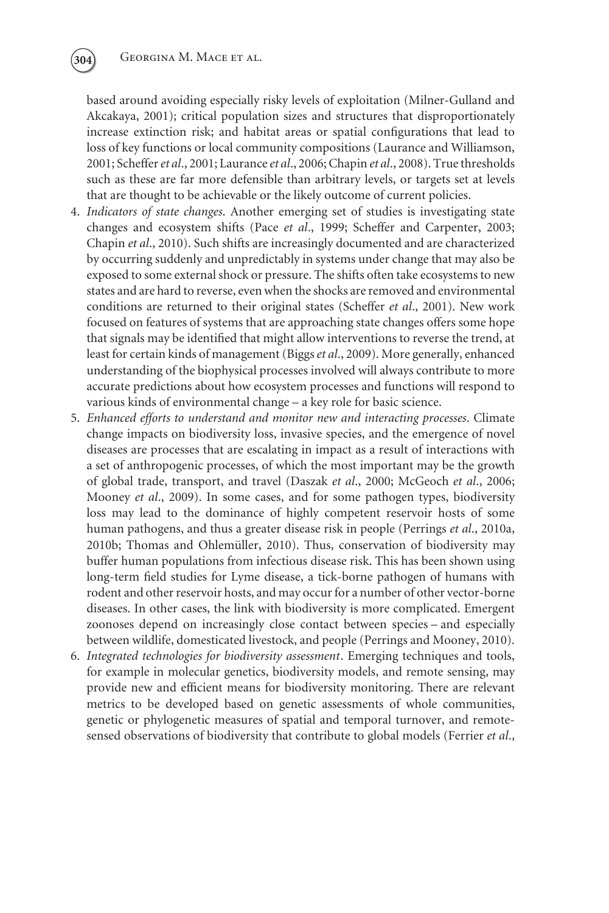based around avoiding especially risky levels of exploitation (Milner-Gulland and Akcakaya, 2001); critical population sizes and structures that disproportionately increase extinction risk; and habitat areas or spatial configurations that lead to loss of key functions or local community compositions (Laurance and Williamson, 2001; Scheffer *et al*., 2001; Laurance *et al*., 2006; Chapin *et al*., 2008). True thresholds such as these are far more defensible than arbitrary levels, or targets set at levels that are thought to be achievable or the likely outcome of current policies.

4. *Indicators of state changes*. Another emerging set of studies is investigating state changes and ecosystem shifts (Pace *et al*., 1999; Scheffer and Carpenter, 2003; Chapin *et al*., 2010). Such shifts are increasingly documented and are characterized by occurring suddenly and unpredictably in systems under change that may also be exposed to some external shock or pressure. The shifts often take ecosystems to new states and are hard to reverse, even when the shocks are removed and environmental conditions are returned to their original states (Scheffer *et al*., 2001). New work focused on features of systems that are approaching state changes offers some hope that signals may be identified that might allow interventions to reverse the trend, at least for certain kinds of management (Biggs *et al*., 2009). More generally, enhanced understanding of the biophysical processes involved will always contribute to more accurate predictions about how ecosystem processes and functions will respond to various kinds of environmental change – a key role for basic science.
5. *Enhanced efforts to understand and monitor new and interacting processes*. Climate change impacts on biodiversity loss, invasive species, and the emergence of novel diseases are processes that are escalating in impact as a result of interactions with a set of anthropogenic processes, of which the most important may be the growth of global trade, transport, and travel (Daszak *et al*., 2000; McGeoch *et al*., 2006; Mooney *et al*., 2009). In some cases, and for some pathogen types, biodiversity loss may lead to the dominance of highly competent reservoir hosts of some human pathogens, and thus a greater disease risk in people (Perrings *et al*., 2010a, 2010b; Thomas and Ohlemüller, 2010). Thus, conservation of biodiversity may buffer human populations from infectious disease risk. This has been shown using long-term field studies for Lyme disease, a tick-borne pathogen of humans with rodent and other reservoir hosts, and may occur for a number of other vector-borne diseases. In other cases, the link with biodiversity is more complicated. Emergent zoonoses depend on increasingly close contact between species – and especially between wildlife, domesticated livestock, and people (Perrings and Mooney, 2010).
6. *Integrated technologies for biodiversity assessment*. Emerging techniques and tools, for example in molecular genetics, biodiversity models, and remote sensing, may provide new and efficient means for biodiversity monitoring. There are relevant metrics to be developed based on genetic assessments of whole communities, genetic or phylogenetic measures of spatial and temporal turnover, and remote-sensed observations of biodiversity that contribute to global models (Ferrier *et al*.,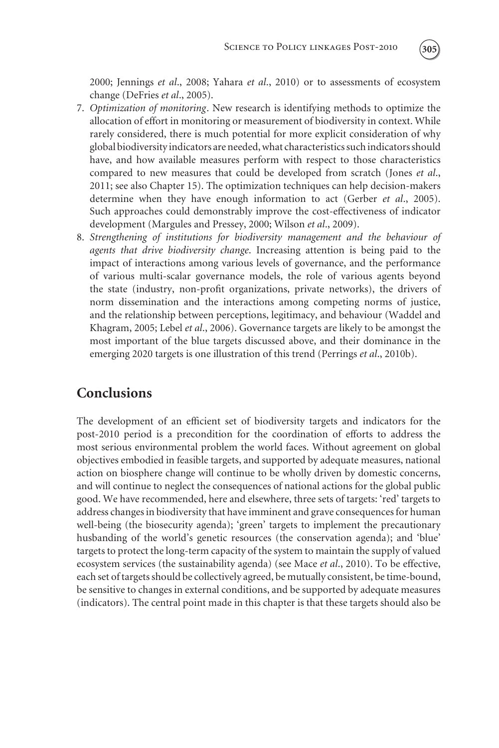2000; Jennings *et al*., 2008; Yahara *et al*., 2010) or to assessments of ecosystem change (DeFries *et al*., 2005).

7. *Optimization of monitoring*. New research is identifying methods to optimize the allocation of effort in monitoring or measurement of biodiversity in context. While rarely considered, there is much potential for more explicit consideration of why global biodiversity indicators are needed, what characteristics such indicators should have, and how available measures perform with respect to those characteristics compared to new measures that could be developed from scratch (Jones *et al*., 2011; see also Chapter 15). The optimization techniques can help decision-makers determine when they have enough information to act (Gerber *et al*., 2005). Such approaches could demonstrably improve the cost-effectiveness of indicator development (Margules and Pressey, 2000; Wilson *et al*., 2009).
8. *Strengthening of institutions for biodiversity management and the behaviour of agents that drive biodiversity change*. Increasing attention is being paid to the impact of interactions among various levels of governance, and the performance of various multi-scalar governance models, the role of various agents beyond the state (industry, non-profit organizations, private networks), the drivers of norm dissemination and the interactions among competing norms of justice, and the relationship between perceptions, legitimacy, and behaviour (Waddel and Khagram, 2005; Lebel *et al*., 2006). Governance targets are likely to be amongst the most important of the blue targets discussed above, and their dominance in the emerging 2020 targets is one illustration of this trend (Perrings *et al*., 2010b).

## Conclusions

The development of an efficient set of biodiversity targets and indicators for the post-2010 period is a precondition for the coordination of efforts to address the most serious environmental problem the world faces. Without agreement on global objectives embodied in feasible targets, and supported by adequate measures, national action on biosphere change will continue to be wholly driven by domestic concerns, and will continue to neglect the consequences of national actions for the global public good. We have recommended, here and elsewhere, three sets of targets: 'red' targets to address changes in biodiversity that have imminent and grave consequences for human well-being (the biosecurity agenda); 'green' targets to implement the precautionary husbanding of the world's genetic resources (the conservation agenda); and 'blue' targets to protect the long-term capacity of the system to maintain the supply of valued ecosystem services (the sustainability agenda) (see Mace *et al*., 2010). To be effective, each set of targets should be collectively agreed, be mutually consistent, be time-bound, be sensitive to changes in external conditions, and be supported by adequate measures (indicators). The central point made in this chapter is that these targets should also be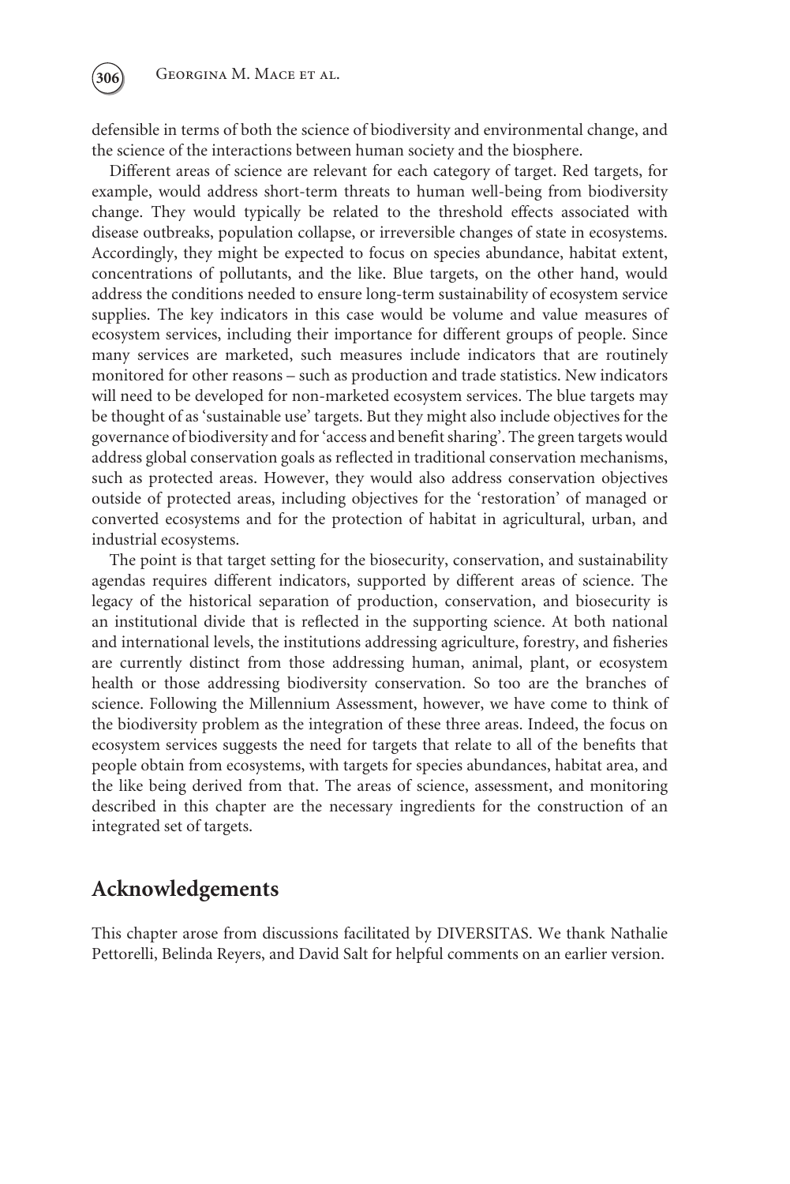defensible in terms of both the science of biodiversity and environmental change, and the science of the interactions between human society and the biosphere.

Different areas of science are relevant for each category of target. Red targets, for example, would address short-term threats to human well-being from biodiversity change. They would typically be related to the threshold effects associated with disease outbreaks, population collapse, or irreversible changes of state in ecosystems. Accordingly, they might be expected to focus on species abundance, habitat extent, concentrations of pollutants, and the like. Blue targets, on the other hand, would address the conditions needed to ensure long-term sustainability of ecosystem service supplies. The key indicators in this case would be volume and value measures of ecosystem services, including their importance for different groups of people. Since many services are marketed, such measures include indicators that are routinely monitored for other reasons – such as production and trade statistics. New indicators will need to be developed for non-marketed ecosystem services. The blue targets may be thought of as 'sustainable use' targets. But they might also include objectives for the governance of biodiversity and for 'access and benefit sharing'. The green targets would address global conservation goals as reflected in traditional conservation mechanisms, such as protected areas. However, they would also address conservation objectives outside of protected areas, including objectives for the 'restoration' of managed or converted ecosystems and for the protection of habitat in agricultural, urban, and industrial ecosystems.

The point is that target setting for the biosecurity, conservation, and sustainability agendas requires different indicators, supported by different areas of science. The legacy of the historical separation of production, conservation, and biosecurity is an institutional divide that is reflected in the supporting science. At both national and international levels, the institutions addressing agriculture, forestry, and fisheries are currently distinct from those addressing human, animal, plant, or ecosystem health or those addressing biodiversity conservation. So too are the branches of science. Following the Millennium Assessment, however, we have come to think of the biodiversity problem as the integration of these three areas. Indeed, the focus on ecosystem services suggests the need for targets that relate to all of the benefits that people obtain from ecosystems, with targets for species abundances, habitat area, and the like being derived from that. The areas of science, assessment, and monitoring described in this chapter are the necessary ingredients for the construction of an integrated set of targets.

## Acknowledgements

This chapter arose from discussions facilitated by DIVERSITAS. We thank Nathalie Pettorelli, Belinda Reyers, and David Salt for helpful comments on an earlier version.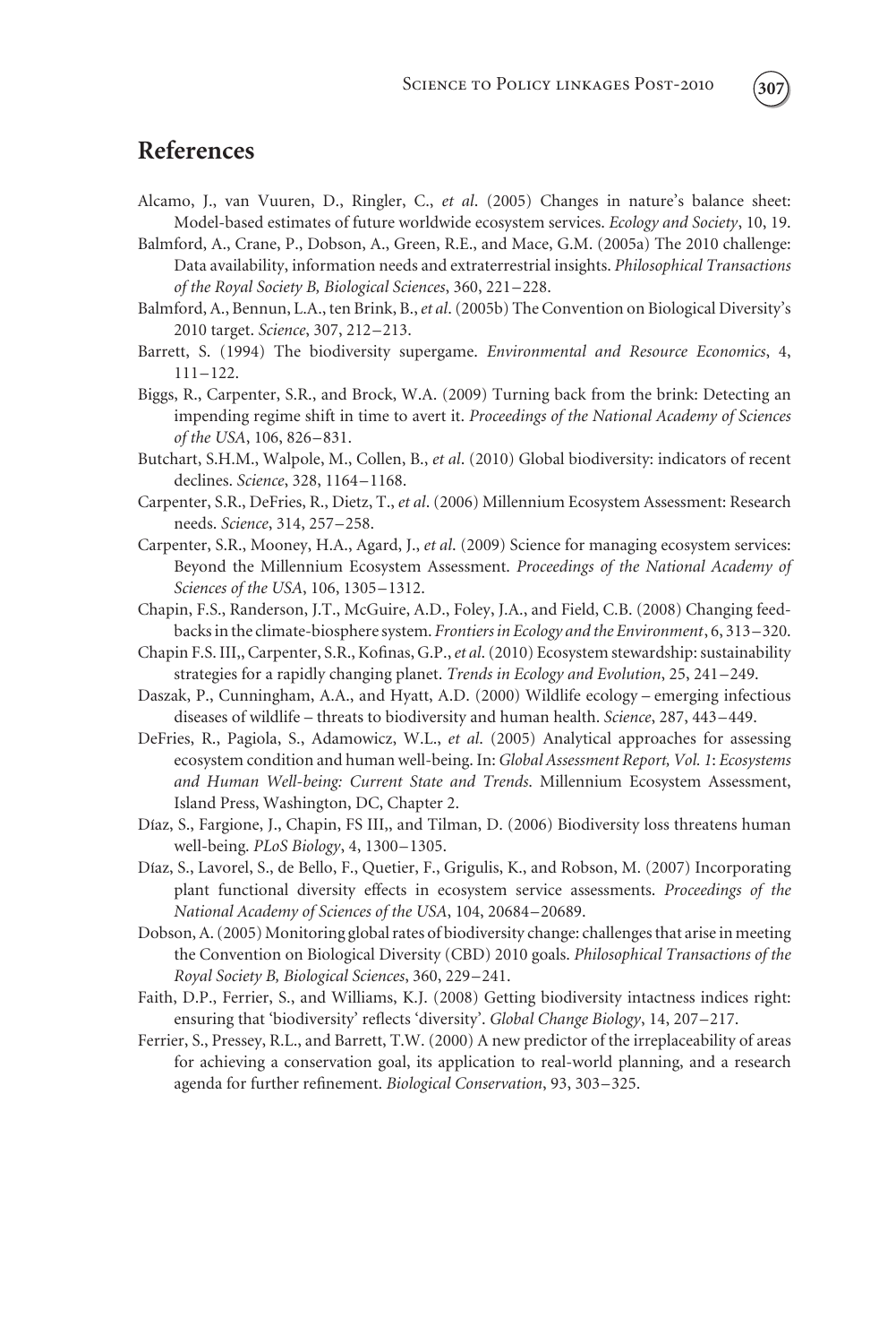## References

Alcamo, J., van Vuuren, D., Ringler, C., *et al*. (2005) Changes in nature's balance sheet: Model-based estimates of future worldwide ecosystem services. *Ecology and Society*, 10, 19.

Balmford, A., Crane, P., Dobson, A., Green, R.E., and Mace, G.M. (2005a) The 2010 challenge: Data availability, information needs and extraterrestrial insights. *Philosophical Transactions of the Royal Society B, Biological Sciences*, 360, 221–228.

Balmford, A., Bennun, L.A., ten Brink, B., *et al*. (2005b) The Convention on Biological Diversity's 2010 target. *Science*, 307, 212–213.

Barrett, S. (1994) The biodiversity supergame. *Environmental and Resource Economics*, 4, 111–122.

Biggs, R., Carpenter, S.R., and Brock, W.A. (2009) Turning back from the brink: Detecting an impending regime shift in time to avert it. *Proceedings of the National Academy of Sciences of the USA*, 106, 826–831.

Butchart, S.H.M., Walpole, M., Collen, B., *et al*. (2010) Global biodiversity: indicators of recent declines. *Science*, 328, 1164–1168.

Carpenter, S.R., DeFries, R., Dietz, T., *et al*. (2006) Millennium Ecosystem Assessment: Research needs. *Science*, 314, 257–258.

Carpenter, S.R., Mooney, H.A., Agard, J., *et al*. (2009) Science for managing ecosystem services: Beyond the Millennium Ecosystem Assessment. *Proceedings of the National Academy of Sciences of the USA*, 106, 1305–1312.

Chapin, F.S., Randerson, J.T., McGuire, A.D., Foley, J.A., and Field, C.B. (2008) Changing feedbacks in the climate-biosphere system. *Frontiers in Ecology and the Environment*, 6, 313–320.

Chapin F.S. III,, Carpenter, S.R., Kofinas, G.P., *et al*. (2010) Ecosystem stewardship: sustainability strategies for a rapidly changing planet. *Trends in Ecology and Evolution*, 25, 241–249.

Daszak, P., Cunningham, A.A., and Hyatt, A.D. (2000) Wildlife ecology – emerging infectious diseases of wildlife – threats to biodiversity and human health. *Science*, 287, 443–449.

DeFries, R., Pagiola, S., Adamowicz, W.L., *et al*. (2005) Analytical approaches for assessing ecosystem condition and human well-being. In: *Global Assessment Report, Vol. 1*: *Ecosystems and Human Well-being: Current State and Trends*. Millennium Ecosystem Assessment, Island Press, Washington, DC, Chapter 2.

Díaz, S., Fargione, J., Chapin, FS III,, and Tilman, D. (2006) Biodiversity loss threatens human well-being. *PLoS Biology*, 4, 1300–1305.

Díaz, S., Lavorel, S., de Bello, F., Quetier, F., Grigulis, K., and Robson, M. (2007) Incorporating plant functional diversity effects in ecosystem service assessments. *Proceedings of the National Academy of Sciences of the USA*, 104, 20684–20689.

Dobson, A. (2005) Monitoring global rates of biodiversity change: challenges that arise in meeting the Convention on Biological Diversity (CBD) 2010 goals. *Philosophical Transactions of the Royal Society B, Biological Sciences*, 360, 229–241.

Faith, D.P., Ferrier, S., and Williams, K.J. (2008) Getting biodiversity intactness indices right: ensuring that 'biodiversity' reflects 'diversity'. *Global Change Biology*, 14, 207–217.

Ferrier, S., Pressey, R.L., and Barrett, T.W. (2000) A new predictor of the irreplaceability of areas for achieving a conservation goal, its application to real-world planning, and a research agenda for further refinement. *Biological Conservation*, 93, 303–325.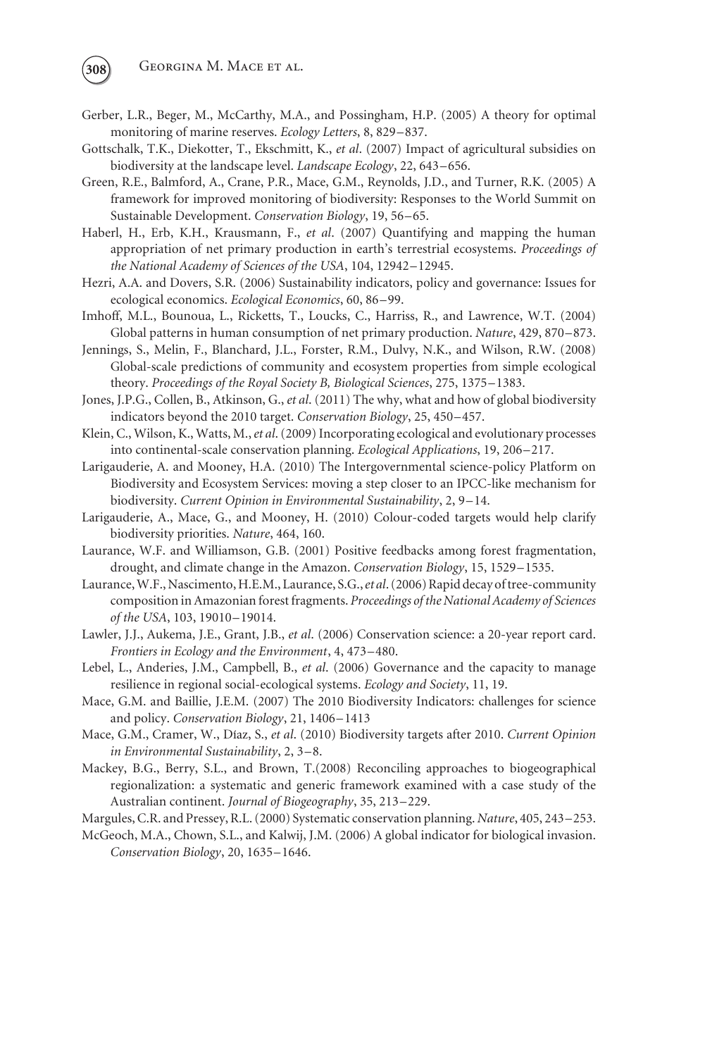Gerber, L.R., Beger, M., McCarthy, M.A., and Possingham, H.P. (2005) A theory for optimal monitoring of marine reserves. *Ecology Letters*, 8, 829–837.

Gottschalk, T.K., Diekotter, T., Ekschmitt, K., *et al*. (2007) Impact of agricultural subsidies on biodiversity at the landscape level. *Landscape Ecology*, 22, 643–656.

Green, R.E., Balmford, A., Crane, P.R., Mace, G.M., Reynolds, J.D., and Turner, R.K. (2005) A framework for improved monitoring of biodiversity: Responses to the World Summit on Sustainable Development. *Conservation Biology*, 19, 56–65.

Haberl, H., Erb, K.H., Krausmann, F., *et al*. (2007) Quantifying and mapping the human appropriation of net primary production in earth's terrestrial ecosystems. *Proceedings of the National Academy of Sciences of the USA*, 104, 12942–12945.

Hezri, A.A. and Dovers, S.R. (2006) Sustainability indicators, policy and governance: Issues for ecological economics. *Ecological Economics*, 60, 86–99.

Imhoff, M.L., Bounoua, L., Ricketts, T., Loucks, C., Harriss, R., and Lawrence, W.T. (2004) Global patterns in human consumption of net primary production. *Nature*, 429, 870–873.

Jennings, S., Melin, F., Blanchard, J.L., Forster, R.M., Dulvy, N.K., and Wilson, R.W. (2008) Global-scale predictions of community and ecosystem properties from simple ecological theory. *Proceedings of the Royal Society B, Biological Sciences*, 275, 1375–1383.

Jones, J.P.G., Collen, B., Atkinson, G., *et al*. (2011) The why, what and how of global biodiversity indicators beyond the 2010 target. *Conservation Biology*, 25, 450–457.

Klein, C., Wilson, K., Watts, M., *et al*. (2009) Incorporating ecological and evolutionary processes into continental-scale conservation planning. *Ecological Applications*, 19, 206–217.

Larigauderie, A. and Mooney, H.A. (2010) The Intergovernmental science-policy Platform on Biodiversity and Ecosystem Services: moving a step closer to an IPCC-like mechanism for biodiversity. *Current Opinion in Environmental Sustainability*, 2, 9–14.

Larigauderie, A., Mace, G., and Mooney, H. (2010) Colour-coded targets would help clarify biodiversity priorities. *Nature*, 464, 160.

Laurance, W.F. and Williamson, G.B. (2001) Positive feedbacks among forest fragmentation, drought, and climate change in the Amazon. *Conservation Biology*, 15, 1529–1535.

Laurance, W.F., Nascimento, H.E.M., Laurance, S.G., *et al*. (2006) Rapid decay of tree-community composition in Amazonian forest fragments. *Proceedings of the National Academy of Sciences of the USA*, 103, 19010–19014.

Lawler, J.J., Aukema, J.E., Grant, J.B., *et al*. (2006) Conservation science: a 20-year report card. *Frontiers in Ecology and the Environment*, 4, 473–480.

Lebel, L., Anderies, J.M., Campbell, B., *et al*. (2006) Governance and the capacity to manage resilience in regional social-ecological systems. *Ecology and Society*, 11, 19.

Mace, G.M. and Baillie, J.E.M. (2007) The 2010 Biodiversity Indicators: challenges for science and policy. *Conservation Biology*, 21, 1406–1413

Mace, G.M., Cramer, W., Díaz, S., *et al*. (2010) Biodiversity targets after 2010. *Current Opinion in Environmental Sustainability*, 2, 3–8.

Mackey, B.G., Berry, S.L., and Brown, T.(2008) Reconciling approaches to biogeographical regionalization: a systematic and generic framework examined with a case study of the Australian continent. *Journal of Biogeography*, 35, 213–229.

Margules, C.R. and Pressey, R.L. (2000) Systematic conservation planning. *Nature*, 405, 243–253.

McGeoch, M.A., Chown, S.L., and Kalwij, J.M. (2006) A global indicator for biological invasion. *Conservation Biology*, 20, 1635–1646.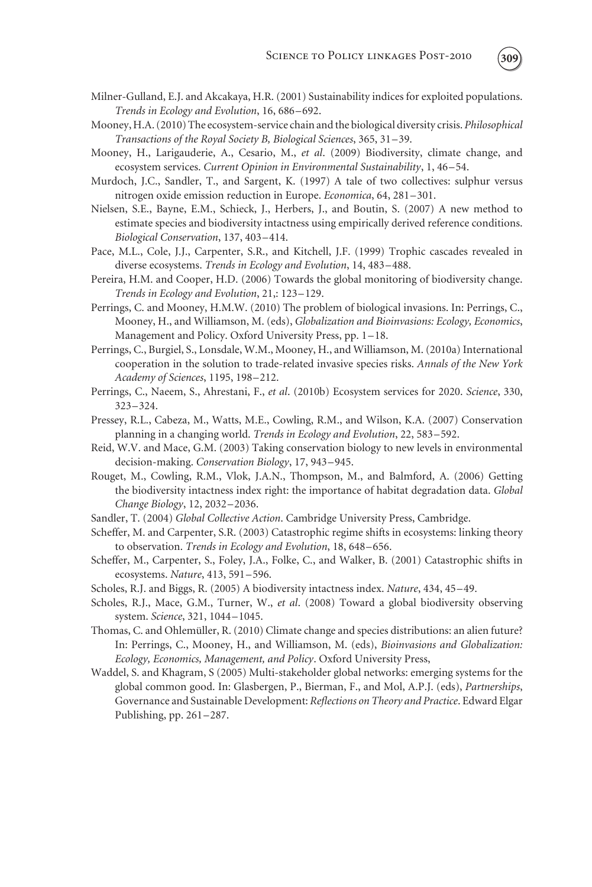Milner-Gulland, E.J. and Akcakaya, H.R. (2001) Sustainability indices for exploited populations. *Trends in Ecology and Evolution*, 16, 686–692.

Mooney, H.A. (2010) The ecosystem-service chain and the biological diversity crisis. *Philosophical Transactions of the Royal Society B, Biological Sciences*, 365, 31–39.

Mooney, H., Larigauderie, A., Cesario, M., *et al*. (2009) Biodiversity, climate change, and ecosystem services. *Current Opinion in Environmental Sustainability*, 1, 46–54.

Murdoch, J.C., Sandler, T., and Sargent, K. (1997) A tale of two collectives: sulphur versus nitrogen oxide emission reduction in Europe. *Economica*, 64, 281–301.

Nielsen, S.E., Bayne, E.M., Schieck, J., Herbers, J., and Boutin, S. (2007) A new method to estimate species and biodiversity intactness using empirically derived reference conditions. *Biological Conservation*, 137, 403–414.

Pace, M.L., Cole, J.J., Carpenter, S.R., and Kitchell, J.F. (1999) Trophic cascades revealed in diverse ecosystems. *Trends in Ecology and Evolution*, 14, 483–488.

Pereira, H.M. and Cooper, H.D. (2006) Towards the global monitoring of biodiversity change. *Trends in Ecology and Evolution*, 21,: 123–129.

Perrings, C. and Mooney, H.M.W. (2010) The problem of biological invasions. In: Perrings, C., Mooney, H., and Williamson, M. (eds), *Globalization and Bioinvasions: Ecology, Economics*, Management and Policy. Oxford University Press, pp. 1–18.

Perrings, C., Burgiel, S., Lonsdale, W.M., Mooney, H., and Williamson, M. (2010a) International cooperation in the solution to trade-related invasive species risks. *Annals of the New York Academy of Sciences*, 1195, 198–212.

Perrings, C., Naeem, S., Ahrestani, F., *et al*. (2010b) Ecosystem services for 2020. *Science*, 330, 323–324.

Pressey, R.L., Cabeza, M., Watts, M.E., Cowling, R.M., and Wilson, K.A. (2007) Conservation planning in a changing world. *Trends in Ecology and Evolution*, 22, 583–592.

Reid, W.V. and Mace, G.M. (2003) Taking conservation biology to new levels in environmental decision-making. *Conservation Biology*, 17, 943–945.

Rouget, M., Cowling, R.M., Vlok, J.A.N., Thompson, M., and Balmford, A. (2006) Getting the biodiversity intactness index right: the importance of habitat degradation data. *Global Change Biology*, 12, 2032–2036.

Sandler, T. (2004) *Global Collective Action*. Cambridge University Press, Cambridge.

Scheffer, M. and Carpenter, S.R. (2003) Catastrophic regime shifts in ecosystems: linking theory to observation. *Trends in Ecology and Evolution*, 18, 648–656.

Scheffer, M., Carpenter, S., Foley, J.A., Folke, C., and Walker, B. (2001) Catastrophic shifts in ecosystems. *Nature*, 413, 591–596.

Scholes, R.J. and Biggs, R. (2005) A biodiversity intactness index. *Nature*, 434, 45–49.

Scholes, R.J., Mace, G.M., Turner, W., *et al*. (2008) Toward a global biodiversity observing system. *Science*, 321, 1044–1045.

Thomas, C. and Ohlemüller, R. (2010) Climate change and species distributions: an alien future? In: Perrings, C., Mooney, H., and Williamson, M. (eds), *Bioinvasions and Globalization: Ecology, Economics, Management, and Policy*. Oxford University Press,

Waddel, S. and Khagram, S (2005) Multi-stakeholder global networks: emerging systems for the global common good. In: Glasbergen, P., Bierman, F., and Mol, A.P.J. (eds), *Partnerships*, Governance and Sustainable Development: *Reflections on Theory and Practice*. Edward Elgar Publishing, pp. 261–287.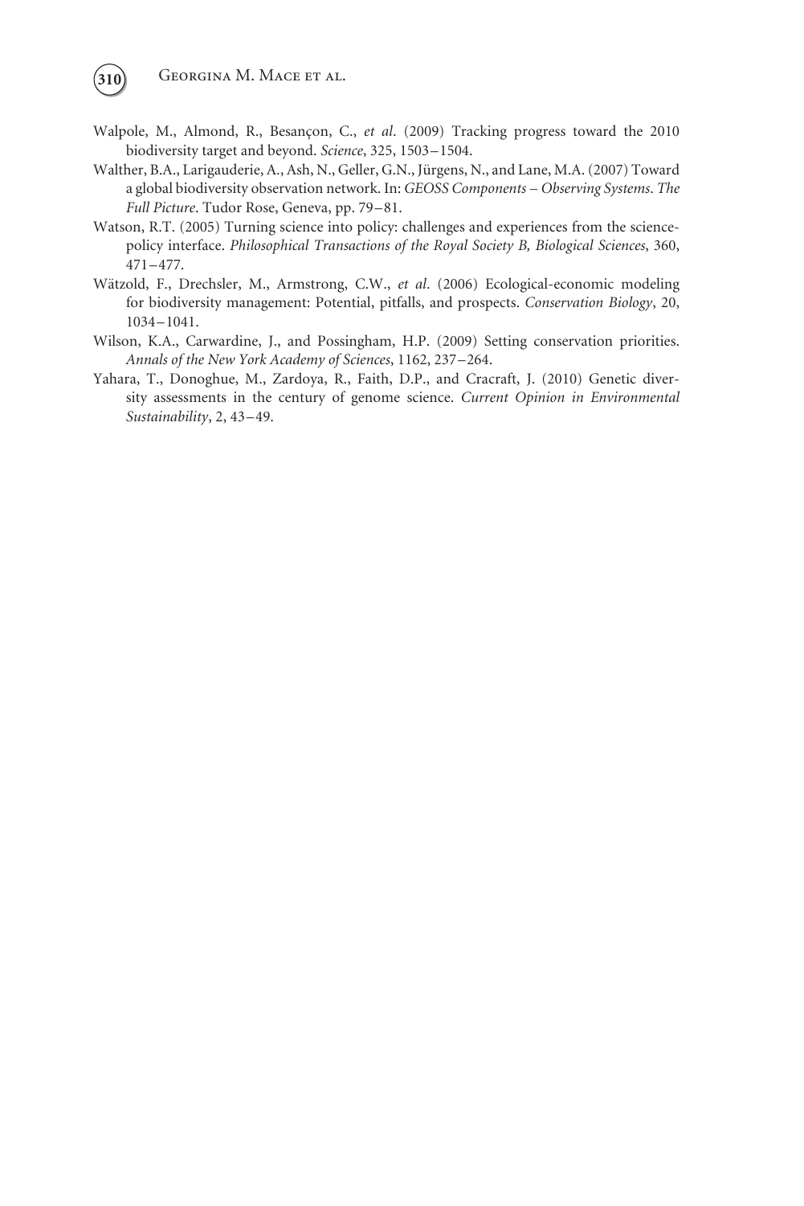Walpole, M., Almond, R., Besançon, C., *et al*. (2009) Tracking progress toward the 2010 biodiversity target and beyond. *Science*, 325, 1503–1504.

Walther, B.A., Larigauderie, A., Ash, N., Geller, G.N., Jürgens, N., and Lane, M.A. (2007) Toward a global biodiversity observation network. In: *GEOSS Components – Observing Systems. The Full Picture*. Tudor Rose, Geneva, pp. 79–81.

Watson, R.T. (2005) Turning science into policy: challenges and experiences from the science-policy interface. *Philosophical Transactions of the Royal Society B, Biological Sciences*, 360, 471–477.

Wätzold, F., Drechsler, M., Armstrong, C.W., *et al*. (2006) Ecological-economic modeling for biodiversity management: Potential, pitfalls, and prospects. *Conservation Biology*, 20, 1034–1041.

Wilson, K.A., Carwardine, J., and Possingham, H.P. (2009) Setting conservation priorities. *Annals of the New York Academy of Sciences*, 1162, 237–264.

Yahara, T., Donoghue, M., Zardoya, R., Faith, D.P., and Cracraft, J. (2010) Genetic diversity assessments in the century of genome science. *Current Opinion in Environmental Sustainability*, 2, 43–49.